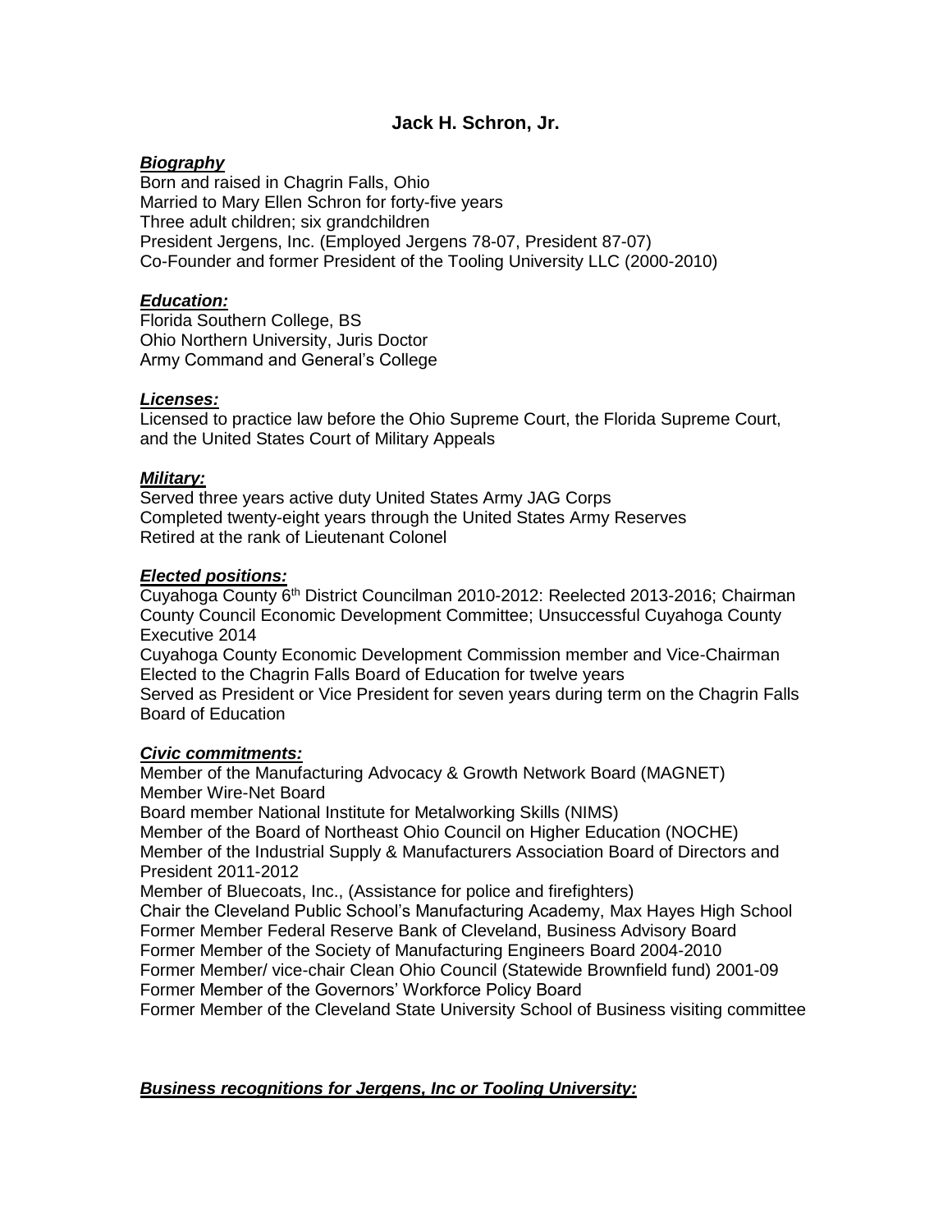# Jack H. Schron, Jr.

***Biography***

Born and raised in Chagrin Falls, Ohio
Married to Mary Ellen Schron for forty-five years
Three adult children; six grandchildren
President Jergens, Inc. (Employed Jergens 78-07, President 87-07)
Co-Founder and former President of the Tooling University LLC (2000-2010)

***Education:***

Florida Southern College, BS
Ohio Northern University, Juris Doctor
Army Command and General's College

***Licenses:***

Licensed to practice law before the Ohio Supreme Court, the Florida Supreme Court, and the United States Court of Military Appeals

***Military:***

Served three years active duty United States Army JAG Corps
Completed twenty-eight years through the United States Army Reserves
Retired at the rank of Lieutenant Colonel

***Elected positions:***

Cuyahoga County 6th District Councilman 2010-2012: Reelected 2013-2016; Chairman County Council Economic Development Committee; Unsuccessful Cuyahoga County Executive 2014
Cuyahoga County Economic Development Commission member and Vice-Chairman
Elected to the Chagrin Falls Board of Education for twelve years
Served as President or Vice President for seven years during term on the Chagrin Falls Board of Education

***Civic commitments:***

Member of the Manufacturing Advocacy & Growth Network Board (MAGNET)
Member Wire-Net Board
Board member National Institute for Metalworking Skills (NIMS)
Member of the Board of Northeast Ohio Council on Higher Education (NOCHE)
Member of the Industrial Supply & Manufacturers Association Board of Directors and President 2011-2012
Member of Bluecoats, Inc., (Assistance for police and firefighters)
Chair the Cleveland Public School's Manufacturing Academy, Max Hayes High School
Former Member Federal Reserve Bank of Cleveland, Business Advisory Board
Former Member of the Society of Manufacturing Engineers Board 2004-2010
Former Member/ vice-chair Clean Ohio Council (Statewide Brownfield fund) 2001-09
Former Member of the Governors' Workforce Policy Board
Former Member of the Cleveland State University School of Business visiting committee

***Business recognitions for Jergens, Inc or Tooling University:***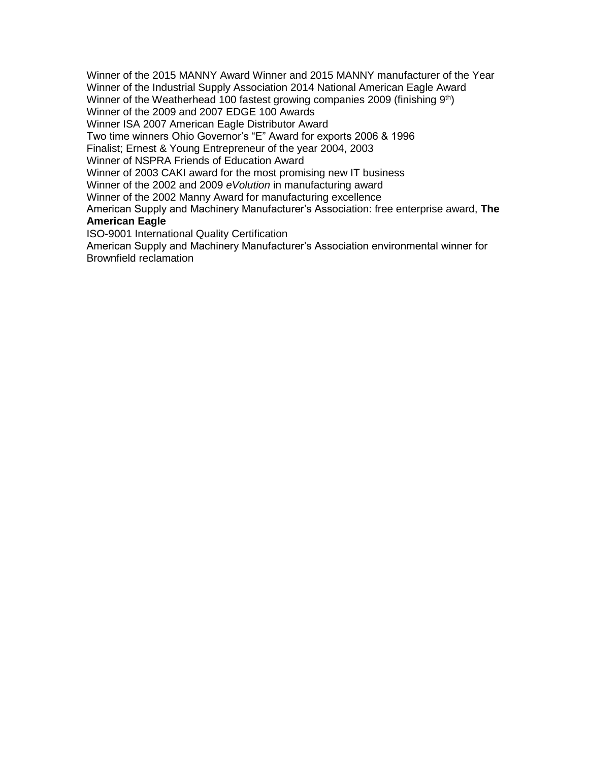Winner of the 2015 MANNY Award Winner and 2015 MANNY manufacturer of the Year
Winner of the Industrial Supply Association 2014 National American Eagle Award
Winner of the Weatherhead 100 fastest growing companies 2009 (finishing 9th)
Winner of the 2009 and 2007 EDGE 100 Awards
Winner ISA 2007 American Eagle Distributor Award
Two time winners Ohio Governor's "E" Award for exports 2006 & 1996
Finalist; Ernest & Young Entrepreneur of the year 2004, 2003
Winner of NSPRA Friends of Education Award
Winner of 2003 CAKI award for the most promising new IT business
Winner of the 2002 and 2009 *eVolution* in manufacturing award
Winner of the 2002 Manny Award for manufacturing excellence
American Supply and Machinery Manufacturer's Association: free enterprise award, **The American Eagle**
ISO-9001 International Quality Certification
American Supply and Machinery Manufacturer's Association environmental winner for Brownfield reclamation